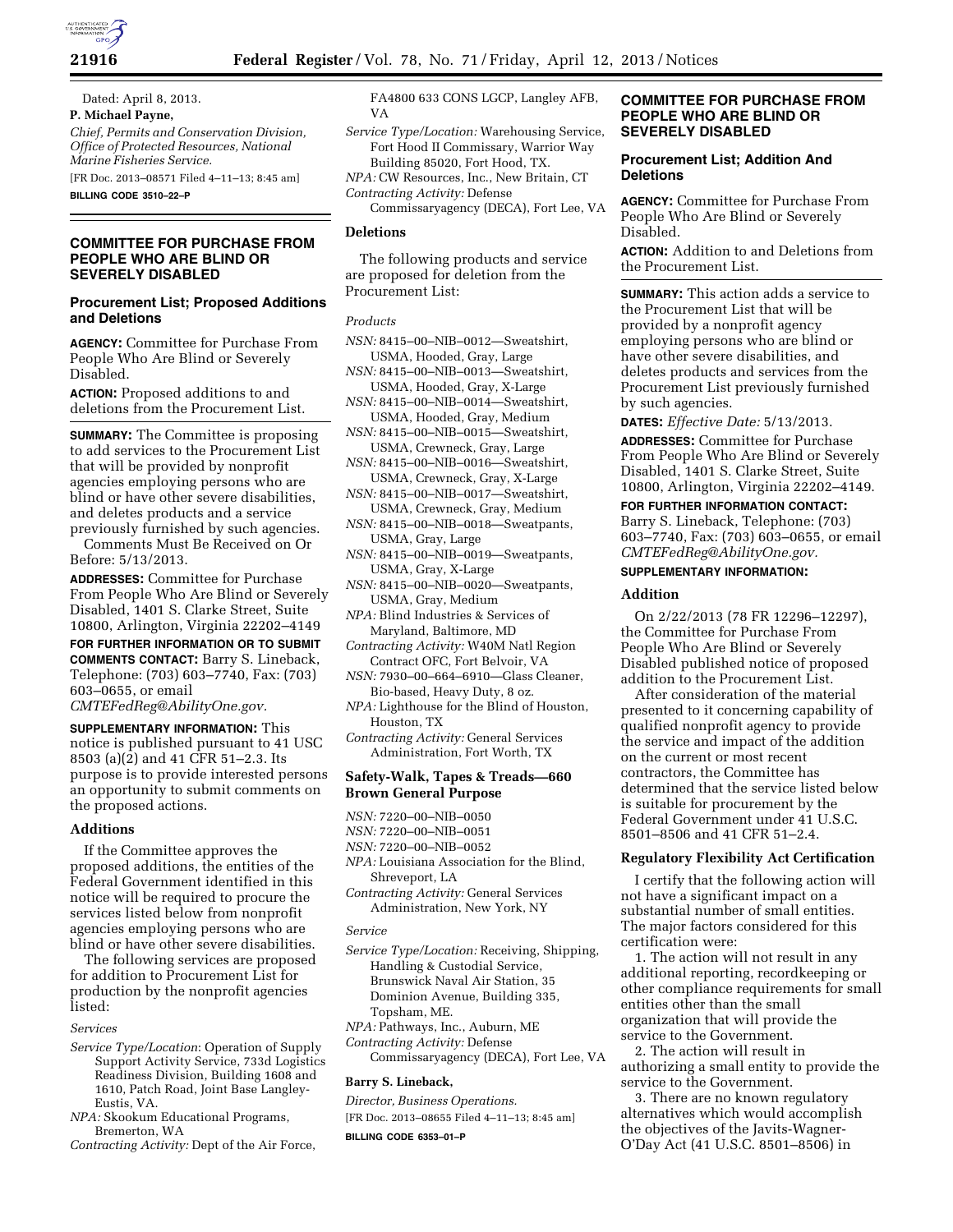Dated: April 8, 2013.

**P. Michael Payne,**

*Chief, Permits and Conservation Division, Office of Protected Resources, National Marine Fisheries Service.*

[FR Doc. 2013–08571 Filed 4–11–13; 8:45 am]

**BILLING CODE 3510–22–P**

---

## COMMITTEE FOR PURCHASE FROM PEOPLE WHO ARE BLIND OR SEVERELY DISABLED

### Procurement List; Proposed Additions and Deletions

**AGENCY:** Committee for Purchase From People Who Are Blind or Severely Disabled.

**ACTION:** Proposed additions to and deletions from the Procurement List.

**SUMMARY:** The Committee is proposing to add services to the Procurement List that will be provided by nonprofit agencies employing persons who are blind or have other severe disabilities, and deletes products and a service previously furnished by such agencies.

Comments Must Be Received on Or Before: 5/13/2013.

**ADDRESSES:** Committee for Purchase From People Who Are Blind or Severely Disabled, 1401 S. Clarke Street, Suite 10800, Arlington, Virginia 22202–4149

**FOR FURTHER INFORMATION OR TO SUBMIT COMMENTS CONTACT:** Barry S. Lineback, Telephone: (703) 603–7740, Fax: (703) 603–0655, or email *CMTEFedReg@AbilityOne.gov.*

**SUPPLEMENTARY INFORMATION:** This notice is published pursuant to 41 USC 8503 (a)(2) and 41 CFR 51–2.3. Its purpose is to provide interested persons an opportunity to submit comments on the proposed actions.

#### Additions

If the Committee approves the proposed additions, the entities of the Federal Government identified in this notice will be required to procure the services listed below from nonprofit agencies employing persons who are blind or have other severe disabilities.

The following services are proposed for addition to Procurement List for production by the nonprofit agencies listed:

*Services*

*Service Type/Location*: Operation of Supply Support Activity Service, 733d Logistics Readiness Division, Building 1608 and 1610, Patch Road, Joint Base Langley-Eustis, VA.

*NPA:* Skookum Educational Programs, Bremerton, WA

*Contracting Activity:* Dept of the Air Force, FA4800 633 CONS LGCP, Langley AFB, VA

*Service Type/Location:* Warehousing Service, Fort Hood II Commissary, Warrior Way Building 85020, Fort Hood, TX.

*NPA:* CW Resources, Inc., New Britain, CT

*Contracting Activity:* Defense Commissaryagency (DECA), Fort Lee, VA

#### Deletions

The following products and service are proposed for deletion from the Procurement List:

*Products*

*NSN:* 8415–00–NIB–0012—Sweatshirt, USMA, Hooded, Gray, Large

*NSN:* 8415–00–NIB–0013—Sweatshirt, USMA, Hooded, Gray, X-Large

*NSN:* 8415–00–NIB–0014—Sweatshirt, USMA, Hooded, Gray, Medium

*NSN:* 8415–00–NIB–0015—Sweatshirt, USMA, Crewneck, Gray, Large

*NSN:* 8415–00–NIB–0016—Sweatshirt, USMA, Crewneck, Gray, X-Large

*NSN:* 8415–00–NIB–0017—Sweatshirt, USMA, Crewneck, Gray, Medium

*NSN:* 8415–00–NIB–0018—Sweatpants, USMA, Gray, Large

*NSN:* 8415–00–NIB–0019—Sweatpants, USMA, Gray, X-Large

*NSN:* 8415–00–NIB–0020—Sweatpants, USMA, Gray, Medium

*NPA:* Blind Industries & Services of Maryland, Baltimore, MD

*Contracting Activity:* W40M Natl Region Contract OFC, Fort Belvoir, VA

*NSN:* 7930–00–664–6910—Glass Cleaner, Bio-based, Heavy Duty, 8 oz.

*NPA:* Lighthouse for the Blind of Houston, Houston, TX

*Contracting Activity:* General Services Administration, Fort Worth, TX

#### Safety-Walk, Tapes & Treads—660 Brown General Purpose

*NSN:* 7220–00–NIB–0050

*NSN:* 7220–00–NIB–0051

*NSN:* 7220–00–NIB–0052

*NPA:* Louisiana Association for the Blind, Shreveport, LA

*Contracting Activity:* General Services Administration, New York, NY

*Service*

*Service Type/Location:* Receiving, Shipping, Handling & Custodial Service, Brunswick Naval Air Station, 35 Dominion Avenue, Building 335, Topsham, ME.

*NPA:* Pathways, Inc., Auburn, ME

*Contracting Activity:* Defense Commissaryagency (DECA), Fort Lee, VA

**Barry S. Lineback,**

*Director, Business Operations.*

[FR Doc. 2013–08655 Filed 4–11–13; 8:45 am]

**BILLING CODE 6353–01–P**

---

## COMMITTEE FOR PURCHASE FROM PEOPLE WHO ARE BLIND OR SEVERELY DISABLED

### Procurement List; Addition And Deletions

**AGENCY:** Committee for Purchase From People Who Are Blind or Severely Disabled.

**ACTION:** Addition to and Deletions from the Procurement List.

**SUMMARY:** This action adds a service to the Procurement List that will be provided by a nonprofit agency employing persons who are blind or have other severe disabilities, and deletes products and services from the Procurement List previously furnished by such agencies.

**DATES:** *Effective Date:* 5/13/2013.

**ADDRESSES:** Committee for Purchase From People Who Are Blind or Severely Disabled, 1401 S. Clarke Street, Suite 10800, Arlington, Virginia 22202–4149.

**FOR FURTHER INFORMATION CONTACT:** Barry S. Lineback, Telephone: (703) 603–7740, Fax: (703) 603–0655, or email *CMTEFedReg@AbilityOne.gov.*

**SUPPLEMENTARY INFORMATION:**

#### Addition

On 2/22/2013 (78 FR 12296–12297), the Committee for Purchase From People Who Are Blind or Severely Disabled published notice of proposed addition to the Procurement List.

After consideration of the material presented to it concerning capability of qualified nonprofit agency to provide the service and impact of the addition on the current or most recent contractors, the Committee has determined that the service listed below is suitable for procurement by the Federal Government under 41 U.S.C. 8501–8506 and 41 CFR 51–2.4.

#### Regulatory Flexibility Act Certification

I certify that the following action will not have a significant impact on a substantial number of small entities. The major factors considered for this certification were:

1. The action will not result in any additional reporting, recordkeeping or other compliance requirements for small entities other than the small organization that will provide the service to the Government.

2. The action will result in authorizing a small entity to provide the service to the Government.

3. There are no known regulatory alternatives which would accomplish the objectives of the Javits-Wagner-O'Day Act (41 U.S.C. 8501–8506) in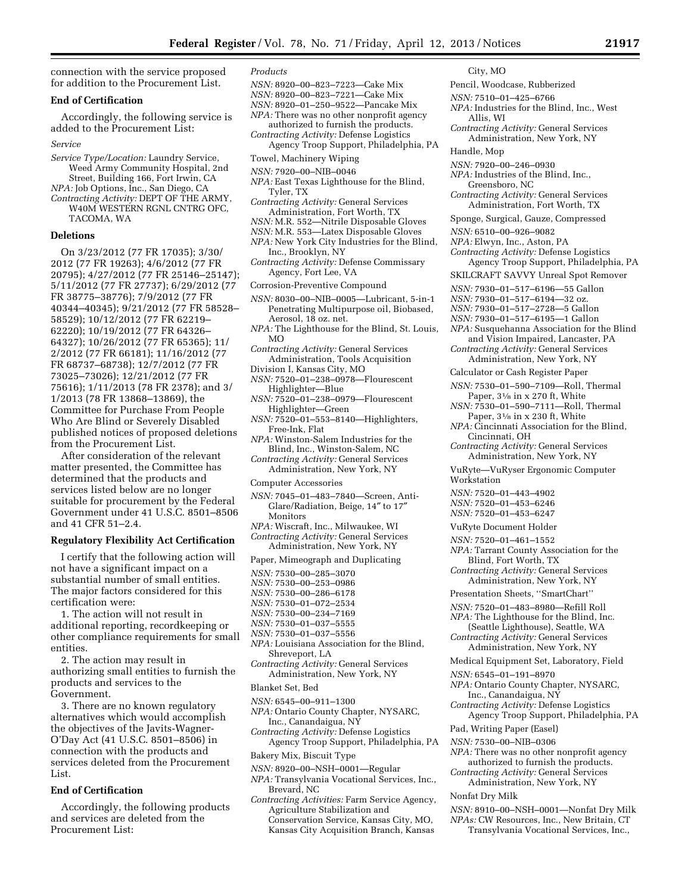connection with the service proposed for addition to the Procurement List.

**End of Certification**

Accordingly, the following service is added to the Procurement List:

*Service*

*Service Type/Location:* Laundry Service, Weed Army Community Hospital, 2nd Street, Building 166, Fort Irwin, CA
*NPA:* Job Options, Inc., San Diego, CA
*Contracting Activity:* DEPT OF THE ARMY, W40M WESTERN RGNL CNTRG OFC, TACOMA, WA

**Deletions**

On 3/23/2012 (77 FR 17035); 3/30/2012 (77 FR 19263); 4/6/2012 (77 FR 20795); 4/27/2012 (77 FR 25146–25147); 5/11/2012 (77 FR 27737); 6/29/2012 (77 FR 38775–38776); 7/9/2012 (77 FR 40344–40345); 9/21/2012 (77 FR 58528–58529); 10/12/2012 (77 FR 62219–62220); 10/19/2012 (77 FR 64326–64327); 10/26/2012 (77 FR 65365); 11/2/2012 (77 FR 66181); 11/16/2012 (77 FR 68737–68738); 12/7/2012 (77 FR 73025–73026); 12/21/2012 (77 FR 75616); 1/11/2013 (78 FR 2378); and 3/1/2013 (78 FR 13868–13869), the Committee for Purchase From People Who Are Blind or Severely Disabled published notices of proposed deletions from the Procurement List.

After consideration of the relevant matter presented, the Committee has determined that the products and services listed below are no longer suitable for procurement by the Federal Government under 41 U.S.C. 8501–8506 and 41 CFR 51–2.4.

**Regulatory Flexibility Act Certification**

I certify that the following action will not have a significant impact on a substantial number of small entities. The major factors considered for this certification were:

1. The action will not result in additional reporting, recordkeeping or other compliance requirements for small entities.

2. The action may result in authorizing small entities to furnish the products and services to the Government.

3. There are no known regulatory alternatives which would accomplish the objectives of the Javits-Wagner-O'Day Act (41 U.S.C. 8501–8506) in connection with the products and services deleted from the Procurement List.

**End of Certification**

Accordingly, the following products and services are deleted from the Procurement List:

*Products*

*NSN:* 8920–00–823–7223—Cake Mix
*NSN:* 8920–00–823–7221—Cake Mix
*NSN:* 8920–01–250–9522—Pancake Mix
*NPA:* There was no other nonprofit agency authorized to furnish the products.
*Contracting Activity:* Defense Logistics Agency Troop Support, Philadelphia, PA

Towel, Machinery Wiping

*NSN:* 7920–00–NIB–0046
*NPA:* East Texas Lighthouse for the Blind, Tyler, TX
*Contracting Activity:* General Services Administration, Fort Worth, TX
*NSN:* M.R. 552—Nitrile Disposable Gloves
*NSN:* M.R. 553—Latex Disposable Gloves
*NPA:* New York City Industries for the Blind, Inc., Brooklyn, NY
*Contracting Activity:* Defense Commissary Agency, Fort Lee, VA

Corrosion-Preventive Compound

*NSN:* 8030–00–NIB–0005—Lubricant, 5-in-1 Penetrating Multipurpose oil, Biobased, Aerosol, 18 oz. net.
*NPA:* The Lighthouse for the Blind, St. Louis, MO
*Contracting Activity:* General Services Administration, Tools Acquisition Division I, Kansas City, MO
*NSN:* 7520–01–238–0978—Flourescent Highlighter—Blue
*NSN:* 7520–01–238–0979—Flourescent Highlighter—Green
*NSN:* 7520–01–553–8140—Highlighters, Free-Ink, Flat
*NPA:* Winston-Salem Industries for the Blind, Inc., Winston-Salem, NC
*Contracting Activity:* General Services Administration, New York, NY

Computer Accessories

*NSN:* 7045–01–483–7840—Screen, Anti-Glare/Radiation, Beige, 14″ to 17″ Monitors
*NPA:* Wiscraft, Inc., Milwaukee, WI
*Contracting Activity:* General Services Administration, New York, NY

Paper, Mimeograph and Duplicating

*NSN:* 7530–00–285–3070
*NSN:* 7530–00–253–0986
*NSN:* 7530–00–286–6178
*NSN:* 7530–01–072–2534
*NSN:* 7530–00–234–7169
*NSN:* 7530–01–037–5555
*NSN:* 7530–01–037–5556
*NPA:* Louisiana Association for the Blind, Shreveport, LA
*Contracting Activity:* General Services Administration, New York, NY

Blanket Set, Bed

*NSN:* 6545–00–911–1300
*NPA:* Ontario County Chapter, NYSARC, Inc., Canandaigua, NY
*Contracting Activity:* Defense Logistics Agency Troop Support, Philadelphia, PA

Bakery Mix, Biscuit Type

*NSN:* 8920–00–NSH–0001—Regular
*NPA:* Transylvania Vocational Services, Inc., Brevard, NC
*Contracting Activities:* Farm Service Agency, Agriculture Stabilization and Conservation Service, Kansas City, MO, Kansas City Acquisition Branch, Kansas City, MO

Pencil, Woodcase, Rubberized

*NSN:* 7510–01–425–6766
*NPA:* Industries for the Blind, Inc., West Allis, WI
*Contracting Activity:* General Services Administration, New York, NY

Handle, Mop

*NSN:* 7920–00–246–0930
*NPA:* Industries of the Blind, Inc., Greensboro, NC
*Contracting Activity:* General Services Administration, Fort Worth, TX

Sponge, Surgical, Gauze, Compressed

*NSN:* 6510–00–926–9082
*NPA:* Elwyn, Inc., Aston, PA
*Contracting Activity:* Defense Logistics Agency Troop Support, Philadelphia, PA

SKILCRAFT SAVVY Unreal Spot Remover

*NSN:* 7930–01–517–6196—55 Gallon
*NSN:* 7930–01–517–6194—32 oz.
*NSN:* 7930–01–517–2728—5 Gallon
*NSN:* 7930–01–517–6195—1 Gallon
*NPA:* Susquehanna Association for the Blind and Vision Impaired, Lancaster, PA
*Contracting Activity:* General Services Administration, New York, NY

Calculator or Cash Register Paper

*NSN:* 7530–01–590–7109—Roll, Thermal Paper, 3⅛ in x 270 ft, White
*NSN:* 7530–01–590–7111—Roll, Thermal Paper, 3⅛ in x 230 ft, White
*NPA:* Cincinnati Association for the Blind, Cincinnati, OH
*Contracting Activity:* General Services Administration, New York, NY

VuRyte—VuRyser Ergonomic Computer Workstation

*NSN:* 7520–01–443–4902
*NSN:* 7520–01–453–6246
*NSN:* 7520–01–453–6247

VuRyte Document Holder

*NSN:* 7520–01–461–1552
*NPA:* Tarrant County Association for the Blind, Fort Worth, TX
*Contracting Activity:* General Services Administration, New York, NY

Presentation Sheets, ''SmartChart''

*NSN:* 7520–01–483–8980—Refill Roll
*NPA:* The Lighthouse for the Blind, Inc. (Seattle Lighthouse), Seattle, WA
*Contracting Activity:* General Services Administration, New York, NY

Medical Equipment Set, Laboratory, Field

*NSN:* 6545–01–191–8970
*NPA:* Ontario County Chapter, NYSARC, Inc., Canandaigua, NY
*Contracting Activity:* Defense Logistics Agency Troop Support, Philadelphia, PA

Pad, Writing Paper (Easel)

*NSN:* 7530–00–NIB–0306
*NPA:* There was no other nonprofit agency authorized to furnish the products.
*Contracting Activity:* General Services Administration, New York, NY

Nonfat Dry Milk

*NSN:* 8910–00–NSH–0001—Nonfat Dry Milk
*NPAs:* CW Resources, Inc., New Britain, CT Transylvania Vocational Services, Inc.,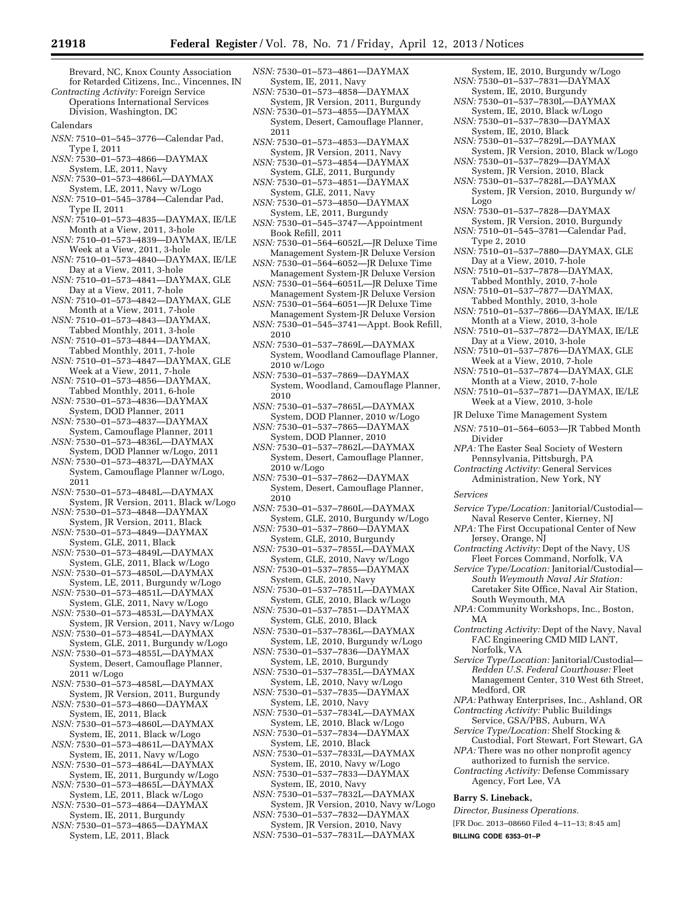Brevard, NC, Knox County Association for Retarded Citizens, Inc., Vincennes, IN

*Contracting Activity:* Foreign Service Operations International Services Division, Washington, DC

Calendars

*NSN:* 7510–01–545–3776—Calendar Pad, Type I, 2011
*NSN:* 7530–01–573–4866—DAYMAX System, LE, 2011, Navy
*NSN:* 7530–01–573–4866L—DAYMAX System, LE, 2011, Navy w/Logo
*NSN:* 7510–01–545–3784—Calendar Pad, Type II, 2011
*NSN:* 7510–01–573–4835—DAYMAX, IE/LE Month at a View, 2011, 3-hole
*NSN:* 7510–01–573–4839—DAYMAX, IE/LE Week at a View, 2011, 3-hole
*NSN:* 7510–01–573–4840—DAYMAX, IE/LE Day at a View, 2011, 3-hole
*NSN:* 7510–01–573–4841—DAYMAX, GLE Day at a View, 2011, 7-hole
*NSN:* 7510–01–573–4842—DAYMAX, GLE Month at a View, 2011, 7-hole
*NSN:* 7510–01–573–4843—DAYMAX, Tabbed Monthly, 2011, 3-hole
*NSN:* 7510–01–573–4844—DAYMAX, Tabbed Monthly, 2011, 7-hole
*NSN:* 7510–01–573–4847—DAYMAX, GLE Week at a View, 2011, 7-hole
*NSN:* 7510–01–573–4856—DAYMAX, Tabbed Monthly, 2011, 6-hole
*NSN:* 7530–01–573–4836—DAYMAX System, DOD Planner, 2011
*NSN:* 7530–01–573–4837—DAYMAX System, Camouflage Planner, 2011
*NSN:* 7530–01–573–4836L—DAYMAX System, DOD Planner w/Logo, 2011
*NSN:* 7530–01–573–4837L—DAYMAX System, Camouflage Planner w/Logo, 2011
*NSN:* 7530–01–573–4848L—DAYMAX System, JR Version, 2011, Black w/Logo
*NSN:* 7530–01–573–4848—DAYMAX System, JR Version, 2011, Black
*NSN:* 7530–01–573–4849—DAYMAX System, GLE, 2011, Black
*NSN:* 7530–01–573–4849L—DAYMAX System, GLE, 2011, Black w/Logo
*NSN:* 7530–01–573–4850L—DAYMAX System, LE, 2011, Burgundy w/Logo
*NSN:* 7530–01–573–4851L—DAYMAX System, GLE, 2011, Navy w/Logo
*NSN:* 7530–01–573–4853L—DAYMAX System, JR Version, 2011, Navy w/Logo
*NSN:* 7530–01–573–4854L—DAYMAX System, GLE, 2011, Burgundy w/Logo
*NSN:* 7530–01–573–4855L—DAYMAX System, Desert, Camouflage Planner, 2011 w/Logo
*NSN:* 7530–01–573–4858L—DAYMAX System, JR Version, 2011, Burgundy
*NSN:* 7530–01–573–4860—DAYMAX System, IE, 2011, Black
*NSN:* 7530–01–573–4860L—DAYMAX System, IE, 2011, Black w/Logo
*NSN:* 7530–01–573–4861L—DAYMAX System, IE, 2011, Navy w/Logo
*NSN:* 7530–01–573–4864L—DAYMAX System, IE, 2011, Burgundy w/Logo
*NSN:* 7530–01–573–4865L—DAYMAX System, LE, 2011, Black w/Logo
*NSN:* 7530–01–573–4864—DAYMAX System, IE, 2011, Burgundy
*NSN:* 7530–01–573–4865—DAYMAX System, LE, 2011, Black
*NSN:* 7530–01–573–4861—DAYMAX System, IE, 2011, Navy
*NSN:* 7530–01–573–4858—DAYMAX System, JR Version, 2011, Burgundy
*NSN:* 7530–01–573–4855—DAYMAX System, Desert, Camouflage Planner, 2011
*NSN:* 7530–01–573–4853—DAYMAX System, JR Version, 2011, Navy
*NSN:* 7530–01–573–4854—DAYMAX System, GLE, 2011, Burgundy
*NSN:* 7530–01–573–4851—DAYMAX System, GLE, 2011, Navy
*NSN:* 7530–01–573–4850—DAYMAX System, LE, 2011, Burgundy
*NSN:* 7530–01–545–3747—Appointment Book Refill, 2011
*NSN:* 7530–01–564–6052L—JR Deluxe Time Management System-JR Deluxe Version
*NSN:* 7530–01–564–6052—JR Deluxe Time Management System-JR Deluxe Version
*NSN:* 7530–01–564–6051L—JR Deluxe Time Management System-JR Deluxe Version
*NSN:* 7530–01–564–6051—JR Deluxe Time Management System-JR Deluxe Version
*NSN:* 7530–01–545–3741—Appt. Book Refill, 2010
*NSN:* 7530–01–537–7869L—DAYMAX System, Woodland Camouflage Planner, 2010 w/Logo
*NSN:* 7530–01–537–7869—DAYMAX System, Woodland, Camouflage Planner, 2010
*NSN:* 7530–01–537–7865L—DAYMAX System, DOD Planner, 2010 w/Logo
*NSN:* 7530–01–537–7865—DAYMAX System, DOD Planner, 2010
*NSN:* 7530–01–537–7862L—DAYMAX System, Desert, Camouflage Planner, 2010 w/Logo
*NSN:* 7530–01–537–7862—DAYMAX System, Desert, Camouflage Planner, 2010
*NSN:* 7530–01–537–7860L—DAYMAX System, GLE, 2010, Burgundy w/Logo
*NSN:* 7530–01–537–7860—DAYMAX System, GLE, 2010, Burgundy
*NSN:* 7530–01–537–7855L—DAYMAX System, GLE, 2010, Navy w/Logo
*NSN:* 7530–01–537–7855—DAYMAX System, GLE, 2010, Navy
*NSN:* 7530–01–537–7851L—DAYMAX System, GLE, 2010, Black w/Logo
*NSN:* 7530–01–537–7851—DAYMAX System, GLE, 2010, Black
*NSN:* 7530–01–537–7836L—DAYMAX System, LE, 2010, Burgundy w/Logo
*NSN:* 7530–01–537–7836—DAYMAX System, LE, 2010, Burgundy
*NSN:* 7530–01–537–7835L—DAYMAX System, LE, 2010, Navy w/Logo
*NSN:* 7530–01–537–7835—DAYMAX System, LE, 2010, Navy
*NSN:* 7530–01–537–7834L—DAYMAX System, LE, 2010, Black w/Logo
*NSN:* 7530–01–537–7834—DAYMAX System, LE, 2010, Black
*NSN:* 7530–01–537–7833L—DAYMAX System, IE, 2010, Navy w/Logo
*NSN:* 7530–01–537–7833—DAYMAX System, IE, 2010, Navy
*NSN:* 7530–01–537–7832L—DAYMAX System, JR Version, 2010, Navy w/Logo
*NSN:* 7530–01–537–7832—DAYMAX System, JR Version, 2010, Navy
*NSN:* 7530–01–537–7831L—DAYMAX System, IE, 2010, Burgundy w/Logo
*NSN:* 7530–01–537–7831—DAYMAX System, IE, 2010, Burgundy
*NSN:* 7530–01–537–7830L—DAYMAX System, IE, 2010, Black w/Logo
*NSN:* 7530–01–537–7830—DAYMAX System, IE, 2010, Black
*NSN:* 7530–01–537–7829L—DAYMAX System, JR Version, 2010, Black w/Logo
*NSN:* 7530–01–537–7829—DAYMAX System, JR Version, 2010, Black
*NSN:* 7530–01–537–7828L—DAYMAX System, JR Version, 2010, Burgundy w/Logo
*NSN:* 7530–01–537–7828—DAYMAX System, JR Version, 2010, Burgundy
*NSN:* 7510–01–545–3781—Calendar Pad, Type 2, 2010
*NSN:* 7510–01–537–7880—DAYMAX, GLE Day at a View, 2010, 7-hole
*NSN:* 7510–01–537–7878—DAYMAX, Tabbed Monthly, 2010, 7-hole
*NSN:* 7510–01–537–7877—DAYMAX, Tabbed Monthly, 2010, 3-hole
*NSN:* 7510–01–537–7866—DAYMAX, IE/LE Month at a View, 2010, 3-hole
*NSN:* 7510–01–537–7872—DAYMAX, IE/LE Day at a View, 2010, 3-hole
*NSN:* 7510–01–537–7876—DAYMAX, GLE Week at a View, 2010, 7-hole
*NSN:* 7510–01–537–7874—DAYMAX, GLE Month at a View, 2010, 7-hole
*NSN:* 7510–01–537–7871—DAYMAX, IE/LE Week at a View, 2010, 3-hole

JR Deluxe Time Management System

*NSN:* 7510–01–564–6053—JR Tabbed Month Divider

*NPA:* The Easter Seal Society of Western Pennsylvania, Pittsburgh, PA

*Contracting Activity:* General Services Administration, New York, NY

*Services*

*Service Type/Location:* Janitorial/Custodial—Naval Reserve Center, Kierney, NJ

*NPA:* The First Occupational Center of New Jersey, Orange, NJ

*Contracting Activity:* Dept of the Navy, US Fleet Forces Command, Norfolk, VA

*Service Type/Location:* Janitorial/Custodial—*South Weymouth Naval Air Station:* Caretaker Site Office, Naval Air Station, South Weymouth, MA

*NPA:* Community Workshops, Inc., Boston, MA

*Contracting Activity:* Dept of the Navy, Naval FAC Engineering CMD MID LANT, Norfolk, VA

*Service Type/Location:* Janitorial/Custodial—*Redden U.S. Federal Courthouse:* Fleet Management Center, 310 West 6th Street, Medford, OR

*NPA:* Pathway Enterprises, Inc., Ashland, OR

*Contracting Activity:* Public Buildings Service, GSA/PBS, Auburn, WA

*Service Type/Location:* Shelf Stocking & Custodial, Fort Stewart, Fort Stewart, GA

*NPA:* There was no other nonprofit agency authorized to furnish the service.

*Contracting Activity:* Defense Commissary Agency, Fort Lee, VA

**Barry S. Lineback,**

*Director, Business Operations.*

[FR Doc. 2013–08660 Filed 4–11–13; 8:45 am]

**BILLING CODE 6353–01–P**